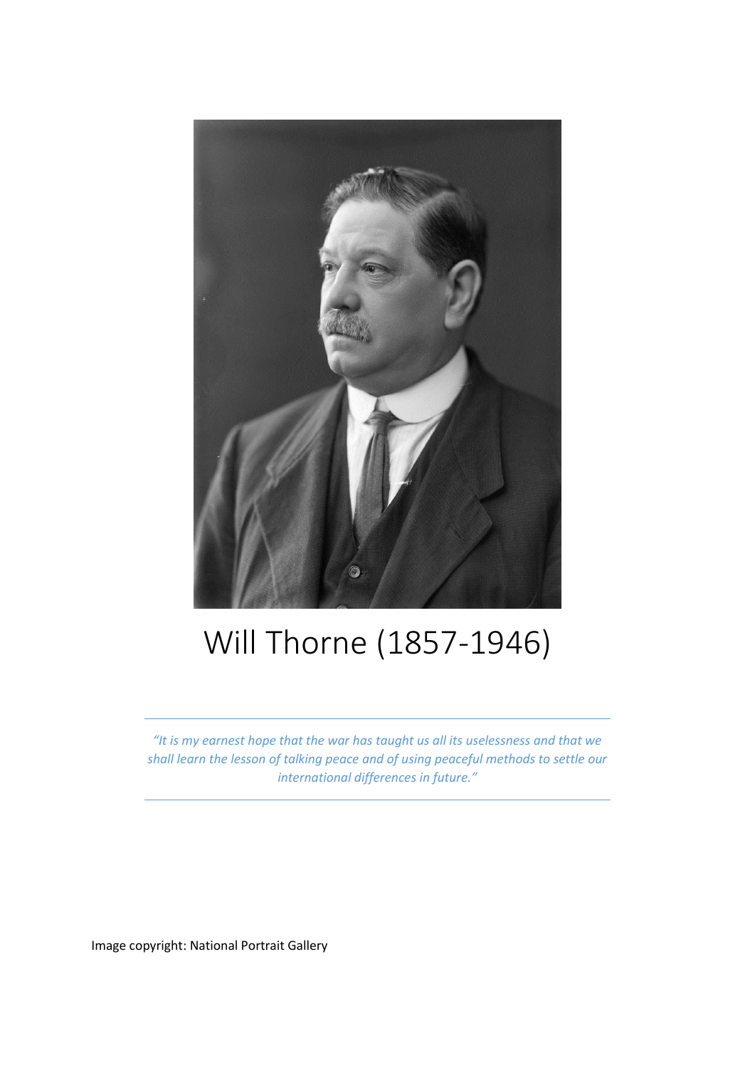# Will Thorne (1857-1946)

---

*"It is my earnest hope that the war has taught us all its uselessness and that we shall learn the lesson of talking peace and of using peaceful methods to settle our international differences in future."*

---

Image copyright: National Portrait Gallery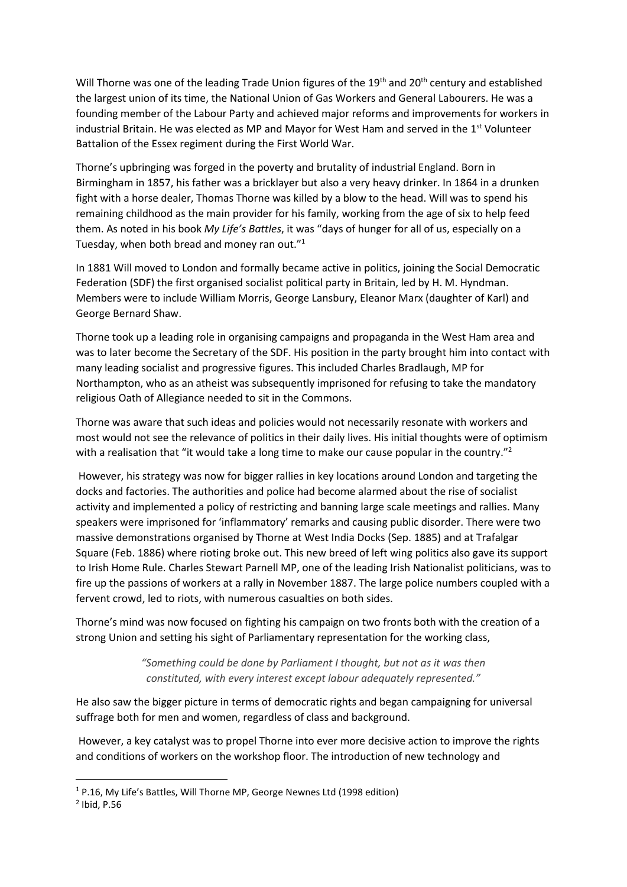Will Thorne was one of the leading Trade Union figures of the 19th and 20th century and established the largest union of its time, the National Union of Gas Workers and General Labourers. He was a founding member of the Labour Party and achieved major reforms and improvements for workers in industrial Britain. He was elected as MP and Mayor for West Ham and served in the 1st Volunteer Battalion of the Essex regiment during the First World War.

Thorne's upbringing was forged in the poverty and brutality of industrial England. Born in Birmingham in 1857, his father was a bricklayer but also a very heavy drinker. In 1864 in a drunken fight with a horse dealer, Thomas Thorne was killed by a blow to the head. Will was to spend his remaining childhood as the main provider for his family, working from the age of six to help feed them. As noted in his book *My Life's Battles*, it was "days of hunger for all of us, especially on a Tuesday, when both bread and money ran out."[1]

In 1881 Will moved to London and formally became active in politics, joining the Social Democratic Federation (SDF) the first organised socialist political party in Britain, led by H. M. Hyndman. Members were to include William Morris, George Lansbury, Eleanor Marx (daughter of Karl) and George Bernard Shaw.

Thorne took up a leading role in organising campaigns and propaganda in the West Ham area and was to later become the Secretary of the SDF. His position in the party brought him into contact with many leading socialist and progressive figures. This included Charles Bradlaugh, MP for Northampton, who as an atheist was subsequently imprisoned for refusing to take the mandatory religious Oath of Allegiance needed to sit in the Commons.

Thorne was aware that such ideas and policies would not necessarily resonate with workers and most would not see the relevance of politics in their daily lives. His initial thoughts were of optimism with a realisation that "it would take a long time to make our cause popular in the country."[2]

However, his strategy was now for bigger rallies in key locations around London and targeting the docks and factories. The authorities and police had become alarmed about the rise of socialist activity and implemented a policy of restricting and banning large scale meetings and rallies. Many speakers were imprisoned for 'inflammatory' remarks and causing public disorder. There were two massive demonstrations organised by Thorne at West India Docks (Sep. 1885) and at Trafalgar Square (Feb. 1886) where rioting broke out. This new breed of left wing politics also gave its support to Irish Home Rule. Charles Stewart Parnell MP, one of the leading Irish Nationalist politicians, was to fire up the passions of workers at a rally in November 1887. The large police numbers coupled with a fervent crowd, led to riots, with numerous casualties on both sides.

Thorne's mind was now focused on fighting his campaign on two fronts both with the creation of a strong Union and setting his sight of Parliamentary representation for the working class,

> *"Something could be done by Parliament I thought, but not as it was then constituted, with every interest except labour adequately represented."*

He also saw the bigger picture in terms of democratic rights and began campaigning for universal suffrage both for men and women, regardless of class and background.

However, a key catalyst was to propel Thorne into ever more decisive action to improve the rights and conditions of workers on the workshop floor. The introduction of new technology and

---

[1] P.16, My Life's Battles, Will Thorne MP, George Newnes Ltd (1998 edition)

[2] Ibid, P.56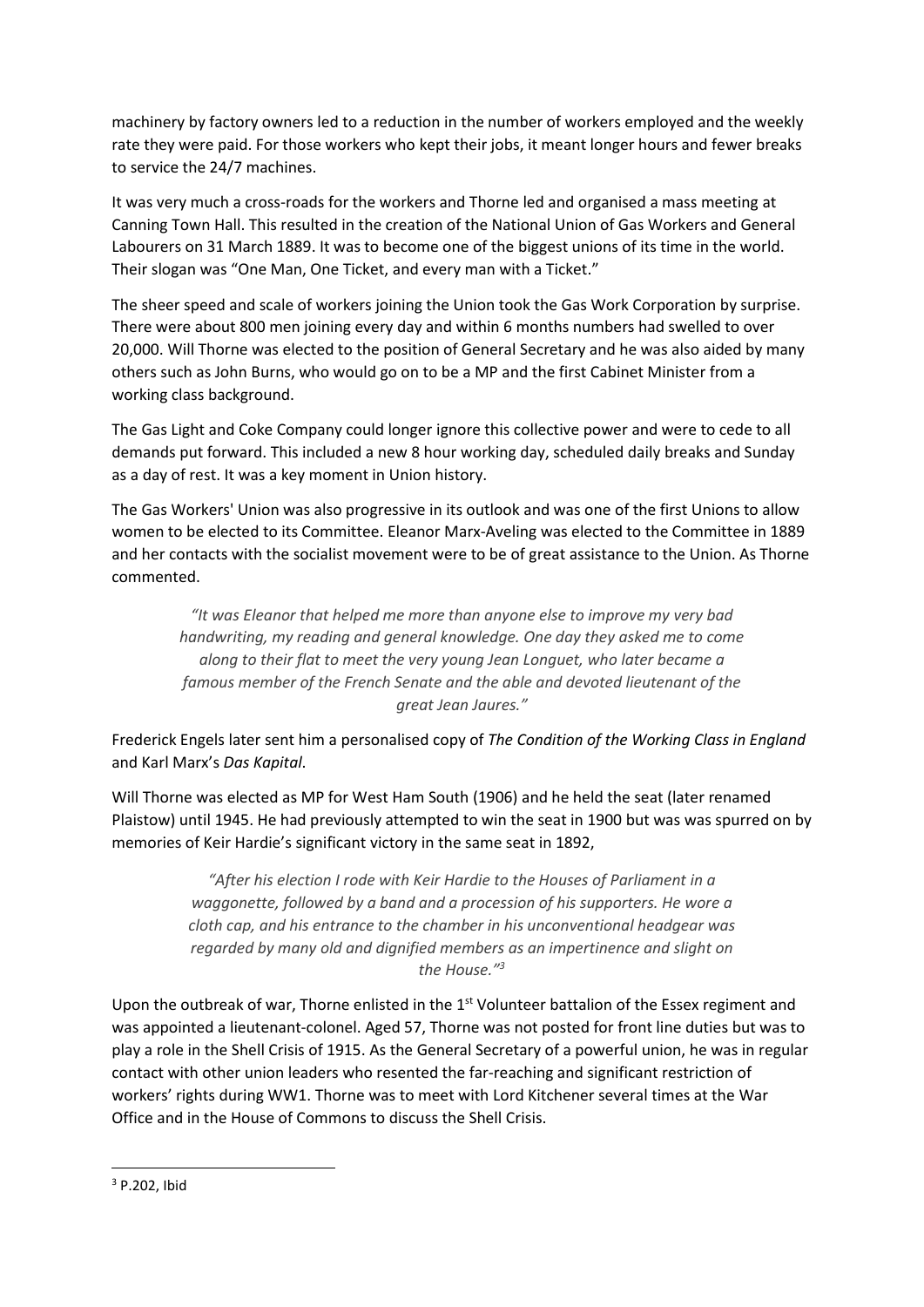machinery by factory owners led to a reduction in the number of workers employed and the weekly rate they were paid. For those workers who kept their jobs, it meant longer hours and fewer breaks to service the 24/7 machines.

It was very much a cross-roads for the workers and Thorne led and organised a mass meeting at Canning Town Hall. This resulted in the creation of the National Union of Gas Workers and General Labourers on 31 March 1889. It was to become one of the biggest unions of its time in the world. Their slogan was "One Man, One Ticket, and every man with a Ticket."

The sheer speed and scale of workers joining the Union took the Gas Work Corporation by surprise. There were about 800 men joining every day and within 6 months numbers had swelled to over 20,000. Will Thorne was elected to the position of General Secretary and he was also aided by many others such as John Burns, who would go on to be a MP and the first Cabinet Minister from a working class background.

The Gas Light and Coke Company could longer ignore this collective power and were to cede to all demands put forward. This included a new 8 hour working day, scheduled daily breaks and Sunday as a day of rest. It was a key moment in Union history.

The Gas Workers' Union was also progressive in its outlook and was one of the first Unions to allow women to be elected to its Committee. Eleanor Marx-Aveling was elected to the Committee in 1889 and her contacts with the socialist movement were to be of great assistance to the Union. As Thorne commented.

> *"It was Eleanor that helped me more than anyone else to improve my very bad handwriting, my reading and general knowledge. One day they asked me to come along to their flat to meet the very young Jean Longuet, who later became a famous member of the French Senate and the able and devoted lieutenant of the great Jean Jaures."*

Frederick Engels later sent him a personalised copy of *The Condition of the Working Class in England* and Karl Marx's *Das Kapital*.

Will Thorne was elected as MP for West Ham South (1906) and he held the seat (later renamed Plaistow) until 1945. He had previously attempted to win the seat in 1900 but was was spurred on by memories of Keir Hardie's significant victory in the same seat in 1892,

> *"After his election I rode with Keir Hardie to the Houses of Parliament in a waggonette, followed by a band and a procession of his supporters. He wore a cloth cap, and his entrance to the chamber in his unconventional headgear was regarded by many old and dignified members as an impertinence and slight on the House."*[3]

Upon the outbreak of war, Thorne enlisted in the 1st Volunteer battalion of the Essex regiment and was appointed a lieutenant-colonel. Aged 57, Thorne was not posted for front line duties but was to play a role in the Shell Crisis of 1915. As the General Secretary of a powerful union, he was in regular contact with other union leaders who resented the far-reaching and significant restriction of workers' rights during WW1. Thorne was to meet with Lord Kitchener several times at the War Office and in the House of Commons to discuss the Shell Crisis.

---

[3] P.202, Ibid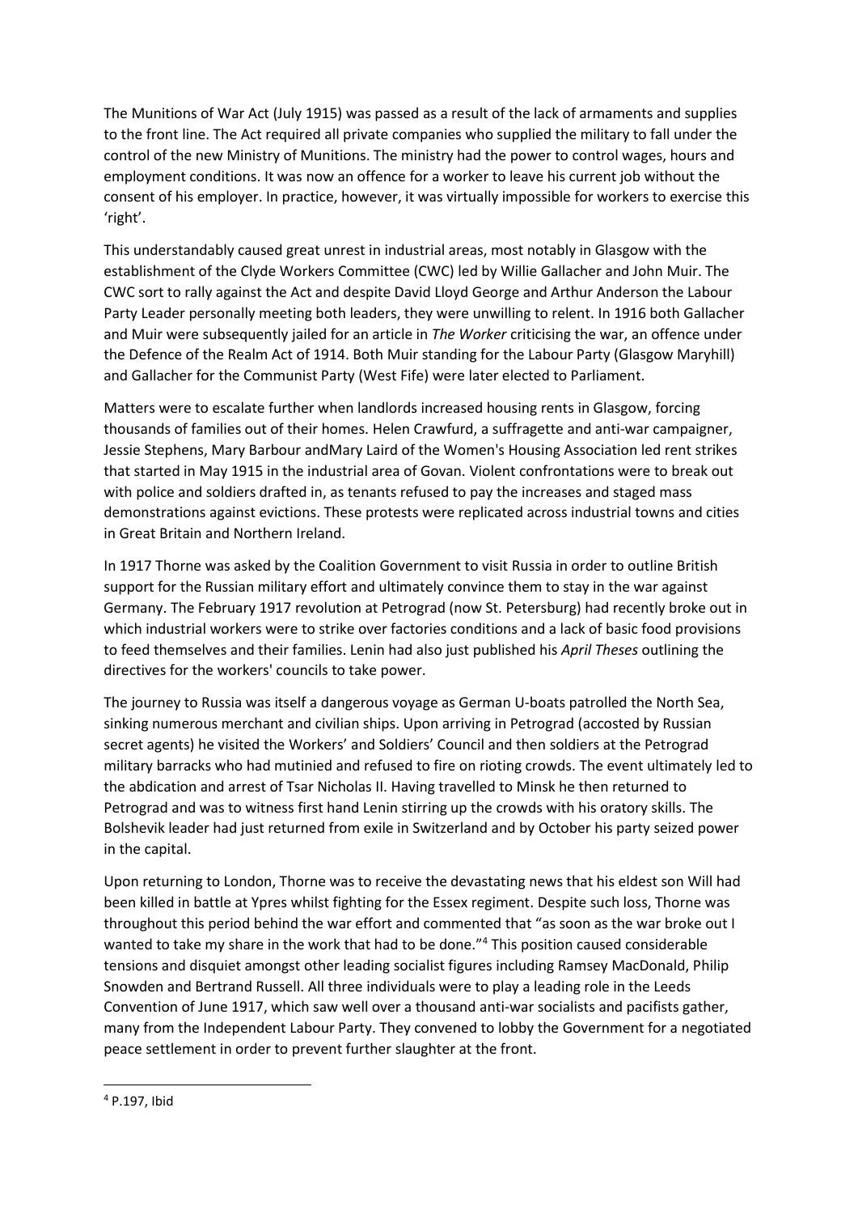The Munitions of War Act (July 1915) was passed as a result of the lack of armaments and supplies to the front line. The Act required all private companies who supplied the military to fall under the control of the new Ministry of Munitions. The ministry had the power to control wages, hours and employment conditions. It was now an offence for a worker to leave his current job without the consent of his employer. In practice, however, it was virtually impossible for workers to exercise this 'right'.

This understandably caused great unrest in industrial areas, most notably in Glasgow with the establishment of the Clyde Workers Committee (CWC) led by Willie Gallacher and John Muir. The CWC sort to rally against the Act and despite David Lloyd George and Arthur Anderson the Labour Party Leader personally meeting both leaders, they were unwilling to relent. In 1916 both Gallacher and Muir were subsequently jailed for an article in *The Worker* criticising the war, an offence under the Defence of the Realm Act of 1914. Both Muir standing for the Labour Party (Glasgow Maryhill) and Gallacher for the Communist Party (West Fife) were later elected to Parliament.

Matters were to escalate further when landlords increased housing rents in Glasgow, forcing thousands of families out of their homes. Helen Crawfurd, a suffragette and anti-war campaigner, Jessie Stephens, Mary Barbour andMary Laird of the Women's Housing Association led rent strikes that started in May 1915 in the industrial area of Govan. Violent confrontations were to break out with police and soldiers drafted in, as tenants refused to pay the increases and staged mass demonstrations against evictions. These protests were replicated across industrial towns and cities in Great Britain and Northern Ireland.

In 1917 Thorne was asked by the Coalition Government to visit Russia in order to outline British support for the Russian military effort and ultimately convince them to stay in the war against Germany. The February 1917 revolution at Petrograd (now St. Petersburg) had recently broke out in which industrial workers were to strike over factories conditions and a lack of basic food provisions to feed themselves and their families. Lenin had also just published his *April Theses* outlining the directives for the workers' councils to take power.

The journey to Russia was itself a dangerous voyage as German U-boats patrolled the North Sea, sinking numerous merchant and civilian ships. Upon arriving in Petrograd (accosted by Russian secret agents) he visited the Workers' and Soldiers' Council and then soldiers at the Petrograd military barracks who had mutinied and refused to fire on rioting crowds. The event ultimately led to the abdication and arrest of Tsar Nicholas II. Having travelled to Minsk he then returned to Petrograd and was to witness first hand Lenin stirring up the crowds with his oratory skills. The Bolshevik leader had just returned from exile in Switzerland and by October his party seized power in the capital.

Upon returning to London, Thorne was to receive the devastating news that his eldest son Will had been killed in battle at Ypres whilst fighting for the Essex regiment. Despite such loss, Thorne was throughout this period behind the war effort and commented that "as soon as the war broke out I wanted to take my share in the work that had to be done."[4] This position caused considerable tensions and disquiet amongst other leading socialist figures including Ramsey MacDonald, Philip Snowden and Bertrand Russell. All three individuals were to play a leading role in the Leeds Convention of June 1917, which saw well over a thousand anti-war socialists and pacifists gather, many from the Independent Labour Party. They convened to lobby the Government for a negotiated peace settlement in order to prevent further slaughter at the front.

[4] P.197, Ibid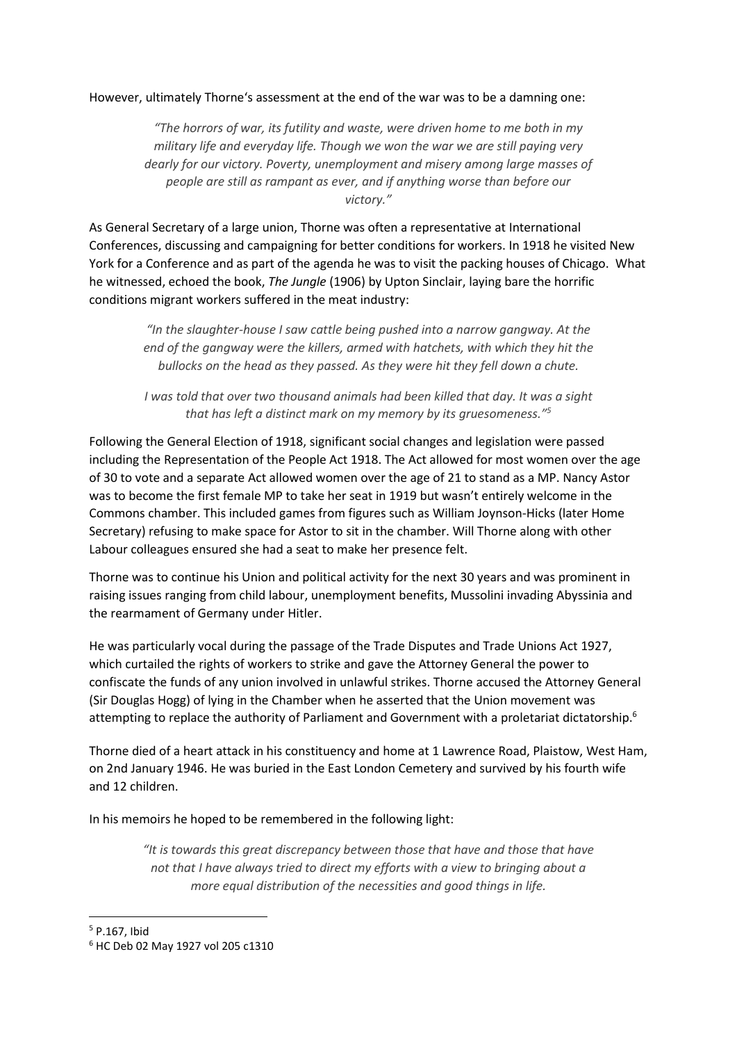However, ultimately Thorne's assessment at the end of the war was to be a damning one:

> *"The horrors of war, its futility and waste, were driven home to me both in my military life and everyday life. Though we won the war we are still paying very dearly for our victory. Poverty, unemployment and misery among large masses of people are still as rampant as ever, and if anything worse than before our victory."*

As General Secretary of a large union, Thorne was often a representative at International Conferences, discussing and campaigning for better conditions for workers. In 1918 he visited New York for a Conference and as part of the agenda he was to visit the packing houses of Chicago. What he witnessed, echoed the book, *The Jungle* (1906) by Upton Sinclair, laying bare the horrific conditions migrant workers suffered in the meat industry:

> *"In the slaughter-house I saw cattle being pushed into a narrow gangway. At the end of the gangway were the killers, armed with hatchets, with which they hit the bullocks on the head as they passed. As they were hit they fell down a chute.*
>
> *I was told that over two thousand animals had been killed that day. It was a sight that has left a distinct mark on my memory by its gruesomeness."*[5]

Following the General Election of 1918, significant social changes and legislation were passed including the Representation of the People Act 1918. The Act allowed for most women over the age of 30 to vote and a separate Act allowed women over the age of 21 to stand as a MP. Nancy Astor was to become the first female MP to take her seat in 1919 but wasn't entirely welcome in the Commons chamber. This included games from figures such as William Joynson-Hicks (later Home Secretary) refusing to make space for Astor to sit in the chamber. Will Thorne along with other Labour colleagues ensured she had a seat to make her presence felt.

Thorne was to continue his Union and political activity for the next 30 years and was prominent in raising issues ranging from child labour, unemployment benefits, Mussolini invading Abyssinia and the rearmament of Germany under Hitler.

He was particularly vocal during the passage of the Trade Disputes and Trade Unions Act 1927, which curtailed the rights of workers to strike and gave the Attorney General the power to confiscate the funds of any union involved in unlawful strikes. Thorne accused the Attorney General (Sir Douglas Hogg) of lying in the Chamber when he asserted that the Union movement was attempting to replace the authority of Parliament and Government with a proletariat dictatorship.[6]

Thorne died of a heart attack in his constituency and home at 1 Lawrence Road, Plaistow, West Ham, on 2nd January 1946. He was buried in the East London Cemetery and survived by his fourth wife and 12 children.

In his memoirs he hoped to be remembered in the following light:

> *"It is towards this great discrepancy between those that have and those that have not that I have always tried to direct my efforts with a view to bringing about a more equal distribution of the necessities and good things in life.*

---

[5] P.167, Ibid

[6] HC Deb 02 May 1927 vol 205 c1310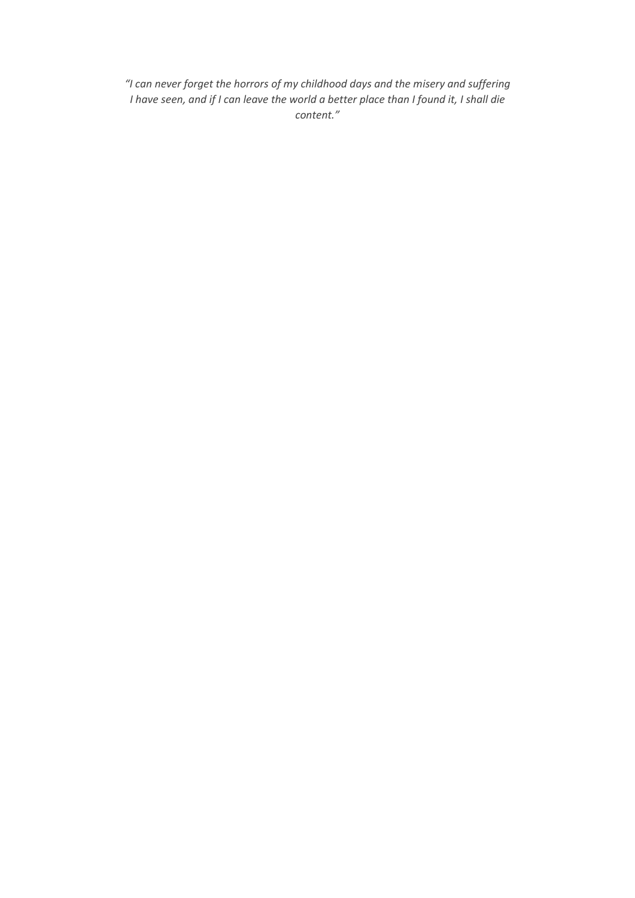*"I can never forget the horrors of my childhood days and the misery and suffering I have seen, and if I can leave the world a better place than I found it, I shall die content."*